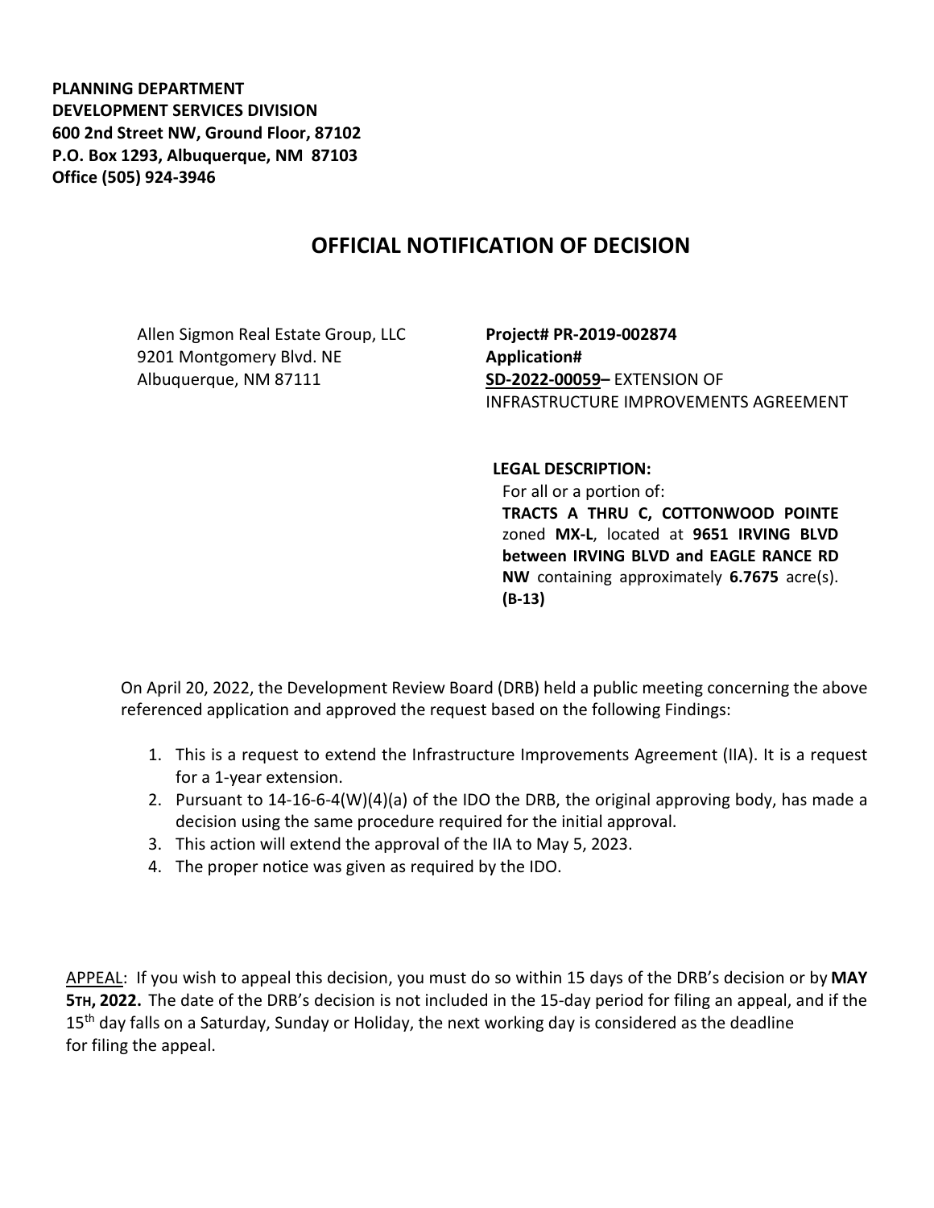**PLANNING DEPARTMENT**
**DEVELOPMENT SERVICES DIVISION**
**600 2nd Street NW, Ground Floor, 87102**
**P.O. Box 1293, Albuquerque, NM 87103**
**Office (505) 924-3946**

# OFFICIAL NOTIFICATION OF DECISION

Allen Sigmon Real Estate Group, LLC
9201 Montgomery Blvd. NE
Albuquerque, NM 87111

**Project# PR-2019-002874**
**Application#**
**SD-2022-00059–** EXTENSION OF INFRASTRUCTURE IMPROVEMENTS AGREEMENT

**LEGAL DESCRIPTION:**
For all or a portion of:
**TRACTS A THRU C, COTTONWOOD POINTE** zoned **MX-L**, located at **9651 IRVING BLVD between IRVING BLVD and EAGLE RANCE RD NW** containing approximately **6.7675** acre(s). **(B-13)**

On April 20, 2022, the Development Review Board (DRB) held a public meeting concerning the above referenced application and approved the request based on the following Findings:

1. This is a request to extend the Infrastructure Improvements Agreement (IIA). It is a request for a 1-year extension.
2. Pursuant to 14-16-6-4(W)(4)(a) of the IDO the DRB, the original approving body, has made a decision using the same procedure required for the initial approval.
3. This action will extend the approval of the IIA to May 5, 2023.
4. The proper notice was given as required by the IDO.

APPEAL: If you wish to appeal this decision, you must do so within 15 days of the DRB's decision or by **MAY 5TH, 2022.** The date of the DRB's decision is not included in the 15-day period for filing an appeal, and if the 15th day falls on a Saturday, Sunday or Holiday, the next working day is considered as the deadline for filing the appeal.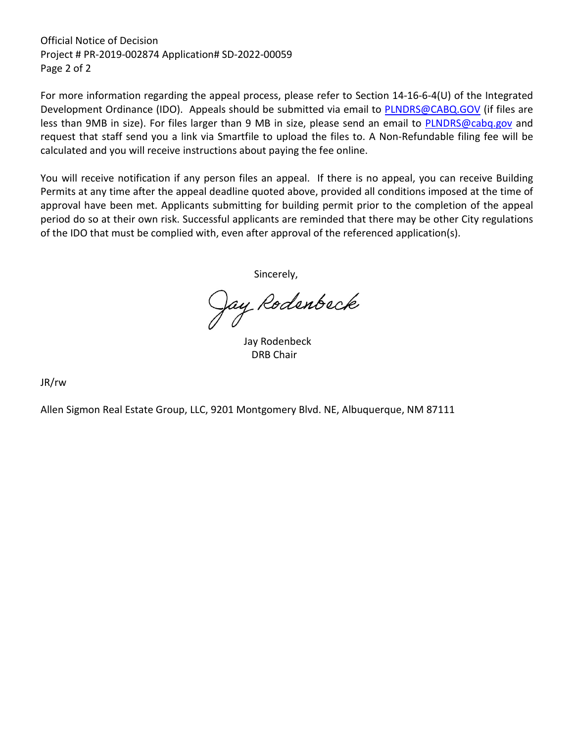For more information regarding the appeal process, please refer to Section 14-16-6-4(U) of the Integrated Development Ordinance (IDO). Appeals should be submitted via email to PLNDRS@CABQ.GOV (if files are less than 9MB in size). For files larger than 9 MB in size, please send an email to PLNDRS@cabq.gov and request that staff send you a link via Smartfile to upload the files to. A Non-Refundable filing fee will be calculated and you will receive instructions about paying the fee online.

You will receive notification if any person files an appeal. If there is no appeal, you can receive Building Permits at any time after the appeal deadline quoted above, provided all conditions imposed at the time of approval have been met. Applicants submitting for building permit prior to the completion of the appeal period do so at their own risk. Successful applicants are reminded that there may be other City regulations of the IDO that must be complied with, even after approval of the referenced application(s).

Sincerely,

Jay Rodenbeck

Jay Rodenbeck
DRB Chair

JR/rw

Allen Sigmon Real Estate Group, LLC, 9201 Montgomery Blvd. NE, Albuquerque, NM 87111